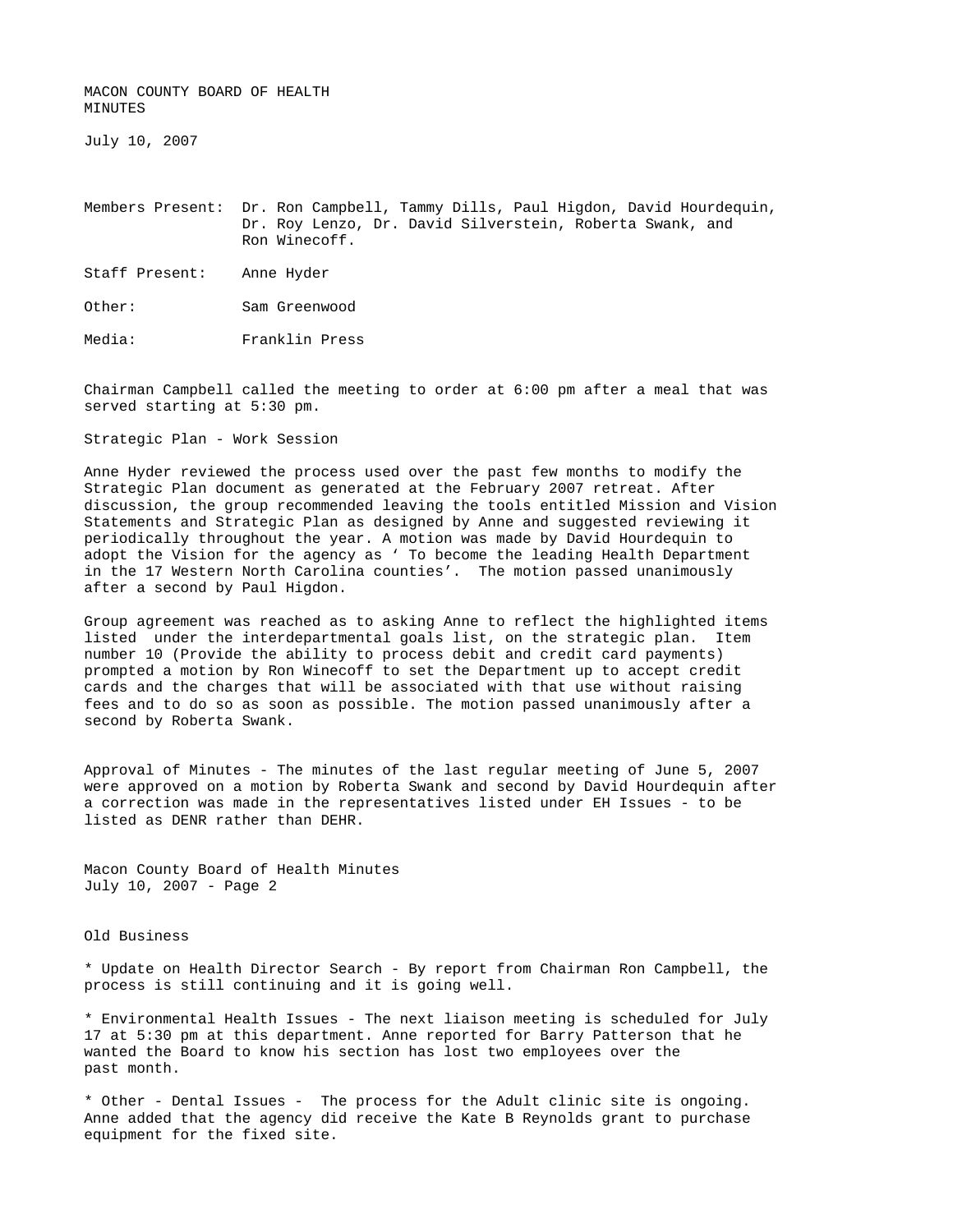MACON COUNTY BOARD OF HEALTH
MINUTES

July 10, 2007

Members Present: Dr. Ron Campbell, Tammy Dills, Paul Higdon, David Hourdequin, Dr. Roy Lenzo, Dr. David Silverstein, Roberta Swank, and Ron Winecoff.

Staff Present: Anne Hyder

Other: Sam Greenwood

Media: Franklin Press

Chairman Campbell called the meeting to order at 6:00 pm after a meal that was served starting at 5:30 pm.

Strategic Plan - Work Session

Anne Hyder reviewed the process used over the past few months to modify the Strategic Plan document as generated at the February 2007 retreat. After discussion, the group recommended leaving the tools entitled Mission and Vision Statements and Strategic Plan as designed by Anne and suggested reviewing it periodically throughout the year. A motion was made by David Hourdequin to adopt the Vision for the agency as ' To become the leading Health Department in the 17 Western North Carolina counties'. The motion passed unanimously after a second by Paul Higdon.

Group agreement was reached as to asking Anne to reflect the highlighted items listed under the interdepartmental goals list, on the strategic plan. Item number 10 (Provide the ability to process debit and credit card payments) prompted a motion by Ron Winecoff to set the Department up to accept credit cards and the charges that will be associated with that use without raising fees and to do so as soon as possible. The motion passed unanimously after a second by Roberta Swank.

Approval of Minutes - The minutes of the last regular meeting of June 5, 2007 were approved on a motion by Roberta Swank and second by David Hourdequin after a correction was made in the representatives listed under EH Issues - to be listed as DENR rather than DEHR.

Old Business

* Update on Health Director Search - By report from Chairman Ron Campbell, the process is still continuing and it is going well.

* Environmental Health Issues - The next liaison meeting is scheduled for July 17 at 5:30 pm at this department. Anne reported for Barry Patterson that he wanted the Board to know his section has lost two employees over the past month.

* Other - Dental Issues - The process for the Adult clinic site is ongoing. Anne added that the agency did receive the Kate B Reynolds grant to purchase equipment for the fixed site.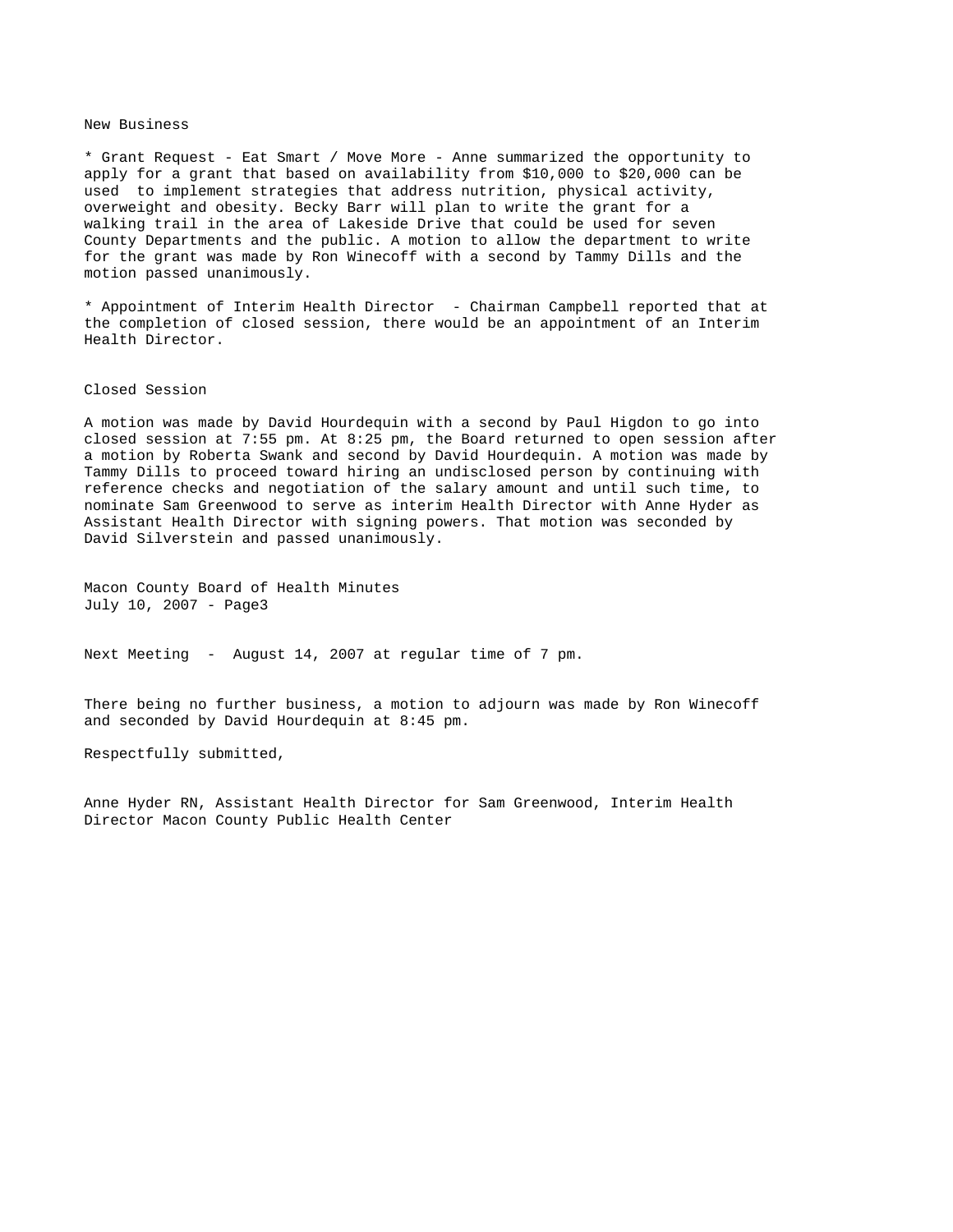## New Business

* Grant Request - Eat Smart / Move More - Anne summarized the opportunity to apply for a grant that based on availability from $10,000 to $20,000 can be used to implement strategies that address nutrition, physical activity, overweight and obesity. Becky Barr will plan to write the grant for a walking trail in the area of Lakeside Drive that could be used for seven County Departments and the public. A motion to allow the department to write for the grant was made by Ron Winecoff with a second by Tammy Dills and the motion passed unanimously.

* Appointment of Interim Health Director - Chairman Campbell reported that at the completion of closed session, there would be an appointment of an Interim Health Director.

## Closed Session

A motion was made by David Hourdequin with a second by Paul Higdon to go into closed session at 7:55 pm. At 8:25 pm, the Board returned to open session after a motion by Roberta Swank and second by David Hourdequin. A motion was made by Tammy Dills to proceed toward hiring an undisclosed person by continuing with reference checks and negotiation of the salary amount and until such time, to nominate Sam Greenwood to serve as interim Health Director with Anne Hyder as Assistant Health Director with signing powers. That motion was seconded by David Silverstein and passed unanimously.

Next Meeting - August 14, 2007 at regular time of 7 pm.

There being no further business, a motion to adjourn was made by Ron Winecoff and seconded by David Hourdequin at 8:45 pm.

Respectfully submitted,

Anne Hyder RN, Assistant Health Director for Sam Greenwood, Interim Health Director Macon County Public Health Center